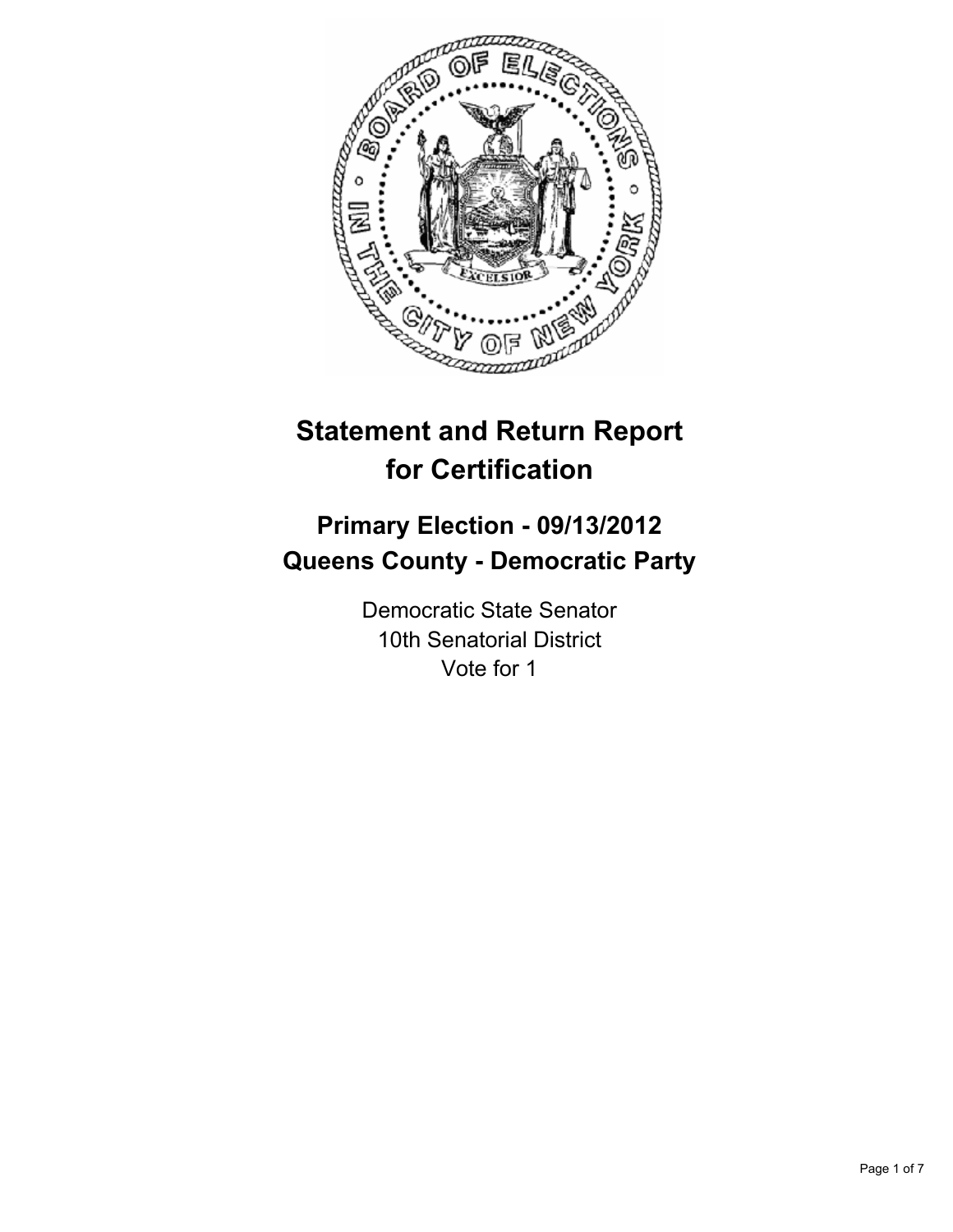# Statement and Return Report for Certification

## Primary Election - 09/13/2012
## Queens County - Democratic Party

Democratic State Senator
10th Senatorial District
Vote for 1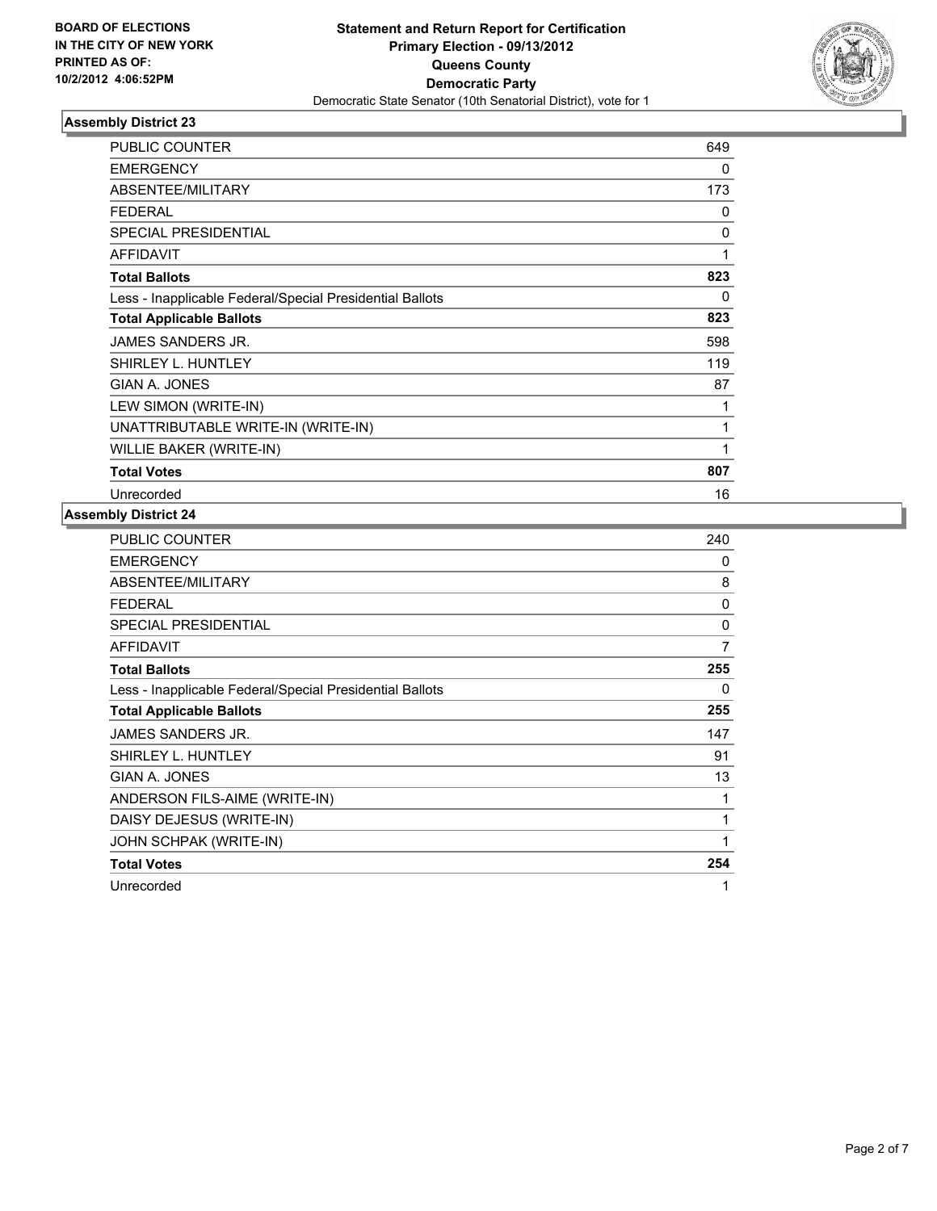**BOARD OF ELECTIONS IN THE CITY OF NEW YORK PRINTED AS OF: 10/2/2012 4:06:52PM**

**Statement and Return Report for Certification**
**Primary Election - 09/13/2012**
**Queens County**
**Democratic Party**
Democratic State Senator (10th Senatorial District), vote for 1

### Assembly District 23

| | |
|---|---|
| PUBLIC COUNTER | 649 |
| EMERGENCY | 0 |
| ABSENTEE/MILITARY | 173 |
| FEDERAL | 0 |
| SPECIAL PRESIDENTIAL | 0 |
| AFFIDAVIT | 1 |
| **Total Ballots** | **823** |
| Less - Inapplicable Federal/Special Presidential Ballots | 0 |
| **Total Applicable Ballots** | **823** |
| JAMES SANDERS JR. | 598 |
| SHIRLEY L. HUNTLEY | 119 |
| GIAN A. JONES | 87 |
| LEW SIMON (WRITE-IN) | 1 |
| UNATTRIBUTABLE WRITE-IN (WRITE-IN) | 1 |
| WILLIE BAKER (WRITE-IN) | 1 |
| **Total Votes** | **807** |
| Unrecorded | 16 |

### Assembly District 24

| | |
|---|---|
| PUBLIC COUNTER | 240 |
| EMERGENCY | 0 |
| ABSENTEE/MILITARY | 8 |
| FEDERAL | 0 |
| SPECIAL PRESIDENTIAL | 0 |
| AFFIDAVIT | 7 |
| **Total Ballots** | **255** |
| Less - Inapplicable Federal/Special Presidential Ballots | 0 |
| **Total Applicable Ballots** | **255** |
| JAMES SANDERS JR. | 147 |
| SHIRLEY L. HUNTLEY | 91 |
| GIAN A. JONES | 13 |
| ANDERSON FILS-AIME (WRITE-IN) | 1 |
| DAISY DEJESUS (WRITE-IN) | 1 |
| JOHN SCHPAK (WRITE-IN) | 1 |
| **Total Votes** | **254** |
| Unrecorded | 1 |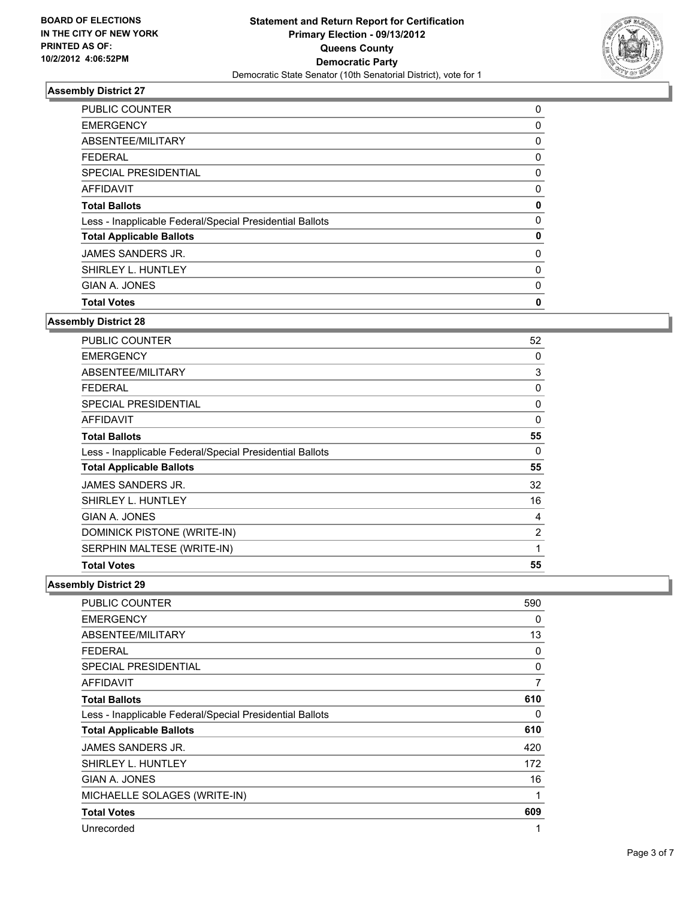**BOARD OF ELECTIONS IN THE CITY OF NEW YORK PRINTED AS OF: 10/2/2012 4:06:52PM**

# Statement and Return Report for Certification
## Primary Election - 09/13/2012
## Queens County
## Democratic Party
Democratic State Senator (10th Senatorial District), vote for 1

### Assembly District 27

| | |
|---|---|
| PUBLIC COUNTER | 0 |
| EMERGENCY | 0 |
| ABSENTEE/MILITARY | 0 |
| FEDERAL | 0 |
| SPECIAL PRESIDENTIAL | 0 |
| AFFIDAVIT | 0 |
| **Total Ballots** | **0** |
| Less - Inapplicable Federal/Special Presidential Ballots | 0 |
| **Total Applicable Ballots** | **0** |
| JAMES SANDERS JR. | 0 |
| SHIRLEY L. HUNTLEY | 0 |
| GIAN A. JONES | 0 |
| **Total Votes** | **0** |

### Assembly District 28

| | |
|---|---|
| PUBLIC COUNTER | 52 |
| EMERGENCY | 0 |
| ABSENTEE/MILITARY | 3 |
| FEDERAL | 0 |
| SPECIAL PRESIDENTIAL | 0 |
| AFFIDAVIT | 0 |
| **Total Ballots** | **55** |
| Less - Inapplicable Federal/Special Presidential Ballots | 0 |
| **Total Applicable Ballots** | **55** |
| JAMES SANDERS JR. | 32 |
| SHIRLEY L. HUNTLEY | 16 |
| GIAN A. JONES | 4 |
| DOMINICK PISTONE (WRITE-IN) | 2 |
| SERPHIN MALTESE (WRITE-IN) | 1 |
| **Total Votes** | **55** |

### Assembly District 29

| | |
|---|---|
| PUBLIC COUNTER | 590 |
| EMERGENCY | 0 |
| ABSENTEE/MILITARY | 13 |
| FEDERAL | 0 |
| SPECIAL PRESIDENTIAL | 0 |
| AFFIDAVIT | 7 |
| **Total Ballots** | **610** |
| Less - Inapplicable Federal/Special Presidential Ballots | 0 |
| **Total Applicable Ballots** | **610** |
| JAMES SANDERS JR. | 420 |
| SHIRLEY L. HUNTLEY | 172 |
| GIAN A. JONES | 16 |
| MICHAELLE SOLAGES (WRITE-IN) | 1 |
| **Total Votes** | **609** |
| Unrecorded | 1 |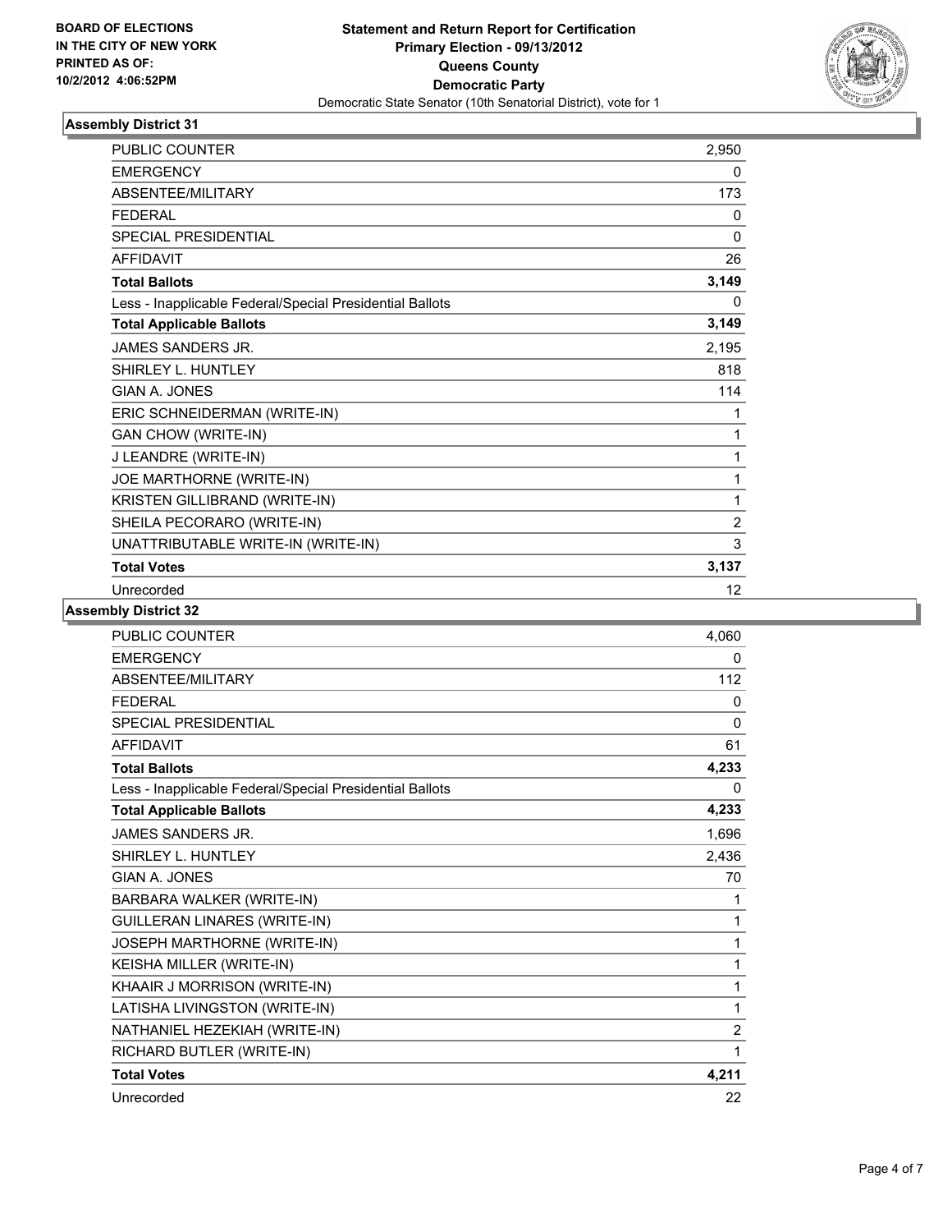BOARD OF ELECTIONS
IN THE CITY OF NEW YORK
PRINTED AS OF:
10/2/2012 4:06:52PM

**Statement and Return Report for Certification**
**Primary Election - 09/13/2012**
**Queens County**
**Democratic Party**
Democratic State Senator (10th Senatorial District), vote for 1

### Assembly District 31

| | |
|---|---|
| PUBLIC COUNTER | 2,950 |
| EMERGENCY | 0 |
| ABSENTEE/MILITARY | 173 |
| FEDERAL | 0 |
| SPECIAL PRESIDENTIAL | 0 |
| AFFIDAVIT | 26 |
| **Total Ballots** | **3,149** |
| Less - Inapplicable Federal/Special Presidential Ballots | 0 |
| **Total Applicable Ballots** | **3,149** |
| JAMES SANDERS JR. | 2,195 |
| SHIRLEY L. HUNTLEY | 818 |
| GIAN A. JONES | 114 |
| ERIC SCHNEIDERMAN (WRITE-IN) | 1 |
| GAN CHOW (WRITE-IN) | 1 |
| J LEANDRE (WRITE-IN) | 1 |
| JOE MARTHORNE (WRITE-IN) | 1 |
| KRISTEN GILLIBRAND (WRITE-IN) | 1 |
| SHEILA PECORARO (WRITE-IN) | 2 |
| UNATTRIBUTABLE WRITE-IN (WRITE-IN) | 3 |
| **Total Votes** | **3,137** |
| Unrecorded | 12 |

### Assembly District 32

| | |
|---|---|
| PUBLIC COUNTER | 4,060 |
| EMERGENCY | 0 |
| ABSENTEE/MILITARY | 112 |
| FEDERAL | 0 |
| SPECIAL PRESIDENTIAL | 0 |
| AFFIDAVIT | 61 |
| **Total Ballots** | **4,233** |
| Less - Inapplicable Federal/Special Presidential Ballots | 0 |
| **Total Applicable Ballots** | **4,233** |
| JAMES SANDERS JR. | 1,696 |
| SHIRLEY L. HUNTLEY | 2,436 |
| GIAN A. JONES | 70 |
| BARBARA WALKER (WRITE-IN) | 1 |
| GUILLERAN LINARES (WRITE-IN) | 1 |
| JOSEPH MARTHORNE (WRITE-IN) | 1 |
| KEISHA MILLER (WRITE-IN) | 1 |
| KHAAIR J MORRISON (WRITE-IN) | 1 |
| LATISHA LIVINGSTON (WRITE-IN) | 1 |
| NATHANIEL HEZEKIAH (WRITE-IN) | 2 |
| RICHARD BUTLER (WRITE-IN) | 1 |
| **Total Votes** | **4,211** |
| Unrecorded | 22 |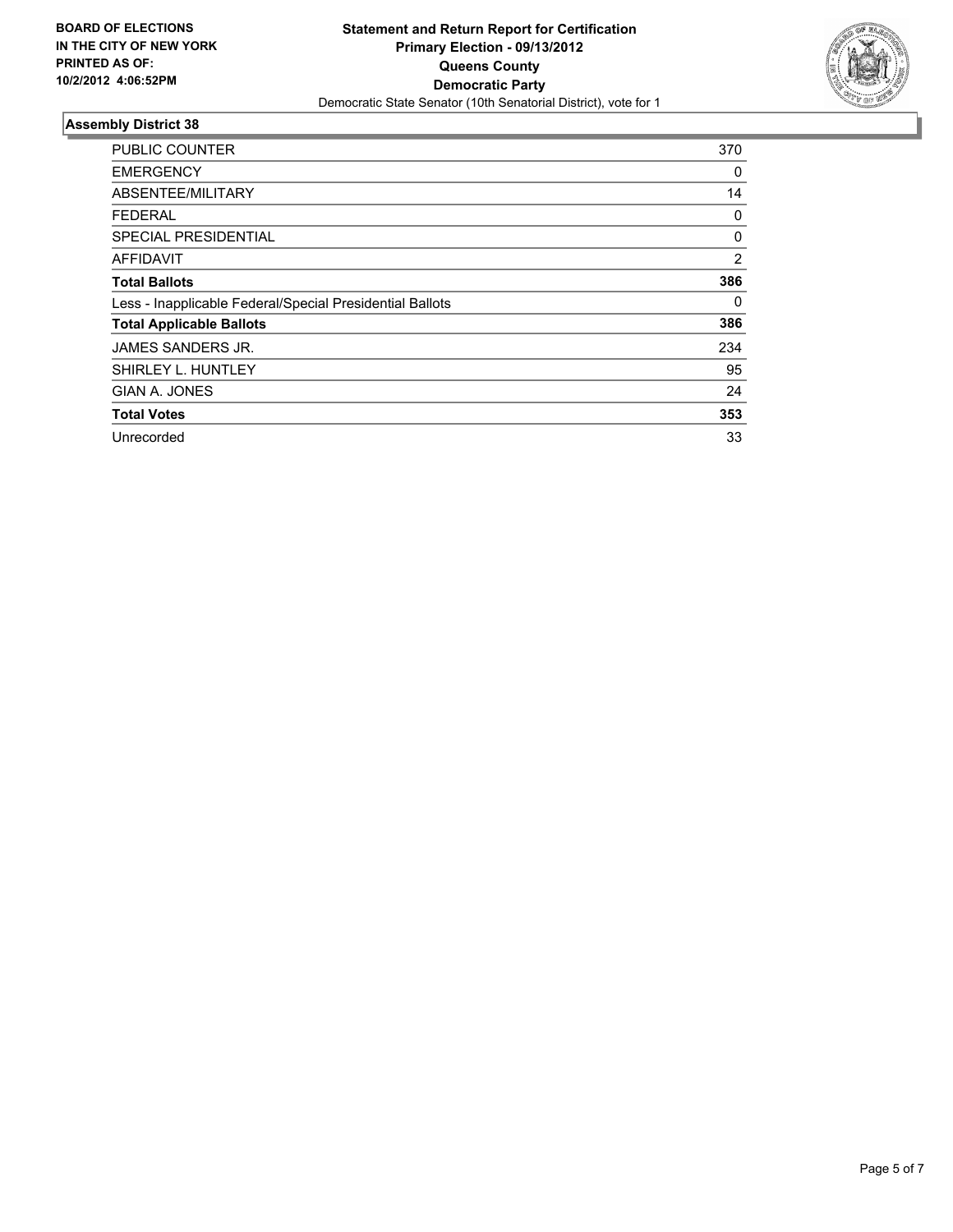**BOARD OF ELECTIONS IN THE CITY OF NEW YORK PRINTED AS OF: 10/2/2012 4:06:52PM**

**Statement and Return Report for Certification**
**Primary Election - 09/13/2012**
**Queens County**
**Democratic Party**
Democratic State Senator (10th Senatorial District), vote for 1

## Assembly District 38

| | |
|---|---|
| PUBLIC COUNTER | 370 |
| EMERGENCY | 0 |
| ABSENTEE/MILITARY | 14 |
| FEDERAL | 0 |
| SPECIAL PRESIDENTIAL | 0 |
| AFFIDAVIT | 2 |
| **Total Ballots** | **386** |
| Less - Inapplicable Federal/Special Presidential Ballots | 0 |
| **Total Applicable Ballots** | **386** |
| JAMES SANDERS JR. | 234 |
| SHIRLEY L. HUNTLEY | 95 |
| GIAN A. JONES | 24 |
| **Total Votes** | **353** |
| Unrecorded | 33 |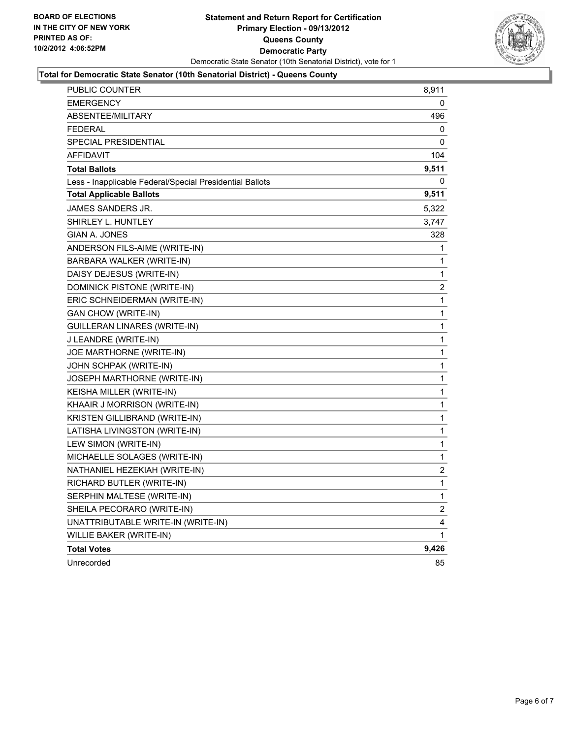**BOARD OF ELECTIONS IN THE CITY OF NEW YORK PRINTED AS OF: 10/2/2012 4:06:52PM**

**Statement and Return Report for Certification**
**Primary Election - 09/13/2012**
**Queens County**
**Democratic Party**
Democratic State Senator (10th Senatorial District), vote for 1

**Total for Democratic State Senator (10th Senatorial District) - Queens County**

| | |
|---|---|
| PUBLIC COUNTER | 8,911 |
| EMERGENCY | 0 |
| ABSENTEE/MILITARY | 496 |
| FEDERAL | 0 |
| SPECIAL PRESIDENTIAL | 0 |
| AFFIDAVIT | 104 |
| **Total Ballots** | **9,511** |
| Less - Inapplicable Federal/Special Presidential Ballots | 0 |
| **Total Applicable Ballots** | **9,511** |
| JAMES SANDERS JR. | 5,322 |
| SHIRLEY L. HUNTLEY | 3,747 |
| GIAN A. JONES | 328 |
| ANDERSON FILS-AIME (WRITE-IN) | 1 |
| BARBARA WALKER (WRITE-IN) | 1 |
| DAISY DEJESUS (WRITE-IN) | 1 |
| DOMINICK PISTONE (WRITE-IN) | 2 |
| ERIC SCHNEIDERMAN (WRITE-IN) | 1 |
| GAN CHOW (WRITE-IN) | 1 |
| GUILLERAN LINARES (WRITE-IN) | 1 |
| J LEANDRE (WRITE-IN) | 1 |
| JOE MARTHORNE (WRITE-IN) | 1 |
| JOHN SCHPAK (WRITE-IN) | 1 |
| JOSEPH MARTHORNE (WRITE-IN) | 1 |
| KEISHA MILLER (WRITE-IN) | 1 |
| KHAAIR J MORRISON (WRITE-IN) | 1 |
| KRISTEN GILLIBRAND (WRITE-IN) | 1 |
| LATISHA LIVINGSTON (WRITE-IN) | 1 |
| LEW SIMON (WRITE-IN) | 1 |
| MICHAELLE SOLAGES (WRITE-IN) | 1 |
| NATHANIEL HEZEKIAH (WRITE-IN) | 2 |
| RICHARD BUTLER (WRITE-IN) | 1 |
| SERPHIN MALTESE (WRITE-IN) | 1 |
| SHEILA PECORARO (WRITE-IN) | 2 |
| UNATTRIBUTABLE WRITE-IN (WRITE-IN) | 4 |
| WILLIE BAKER (WRITE-IN) | 1 |
| **Total Votes** | **9,426** |
| Unrecorded | 85 |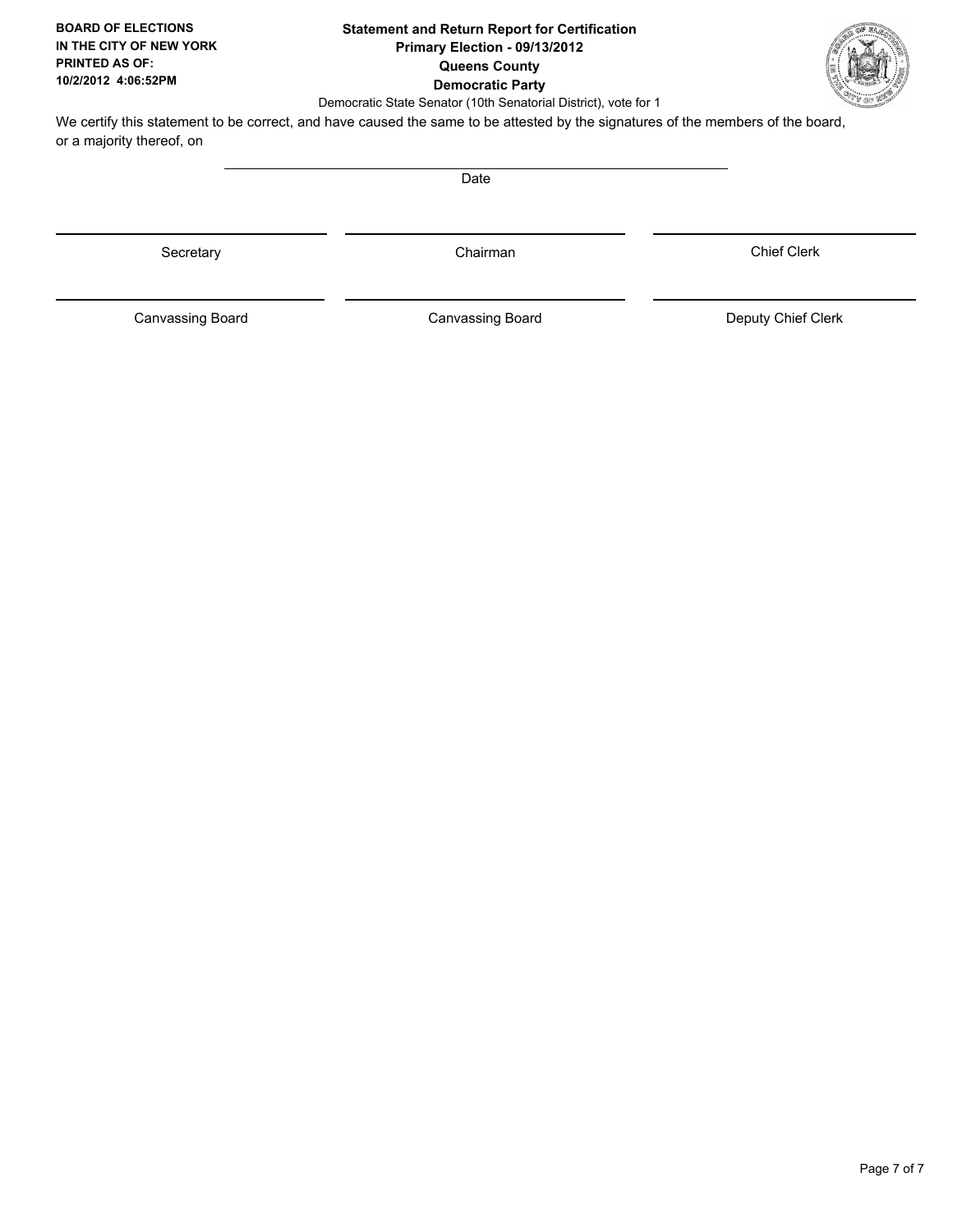**BOARD OF ELECTIONS**
**IN THE CITY OF NEW YORK**
**PRINTED AS OF:**
**10/2/2012 4:06:52PM**

**Statement and Return Report for Certification**
**Primary Election - 09/13/2012**
**Queens County**
**Democratic Party**

Democratic State Senator (10th Senatorial District), vote for 1

We certify this statement to be correct, and have caused the same to be attested by the signatures of the members of the board, or a majority thereof, on

Date

| | | |
|---|---|---|
| Secretary | Chairman | Chief Clerk |
| Canvassing Board | Canvassing Board | Deputy Chief Clerk |